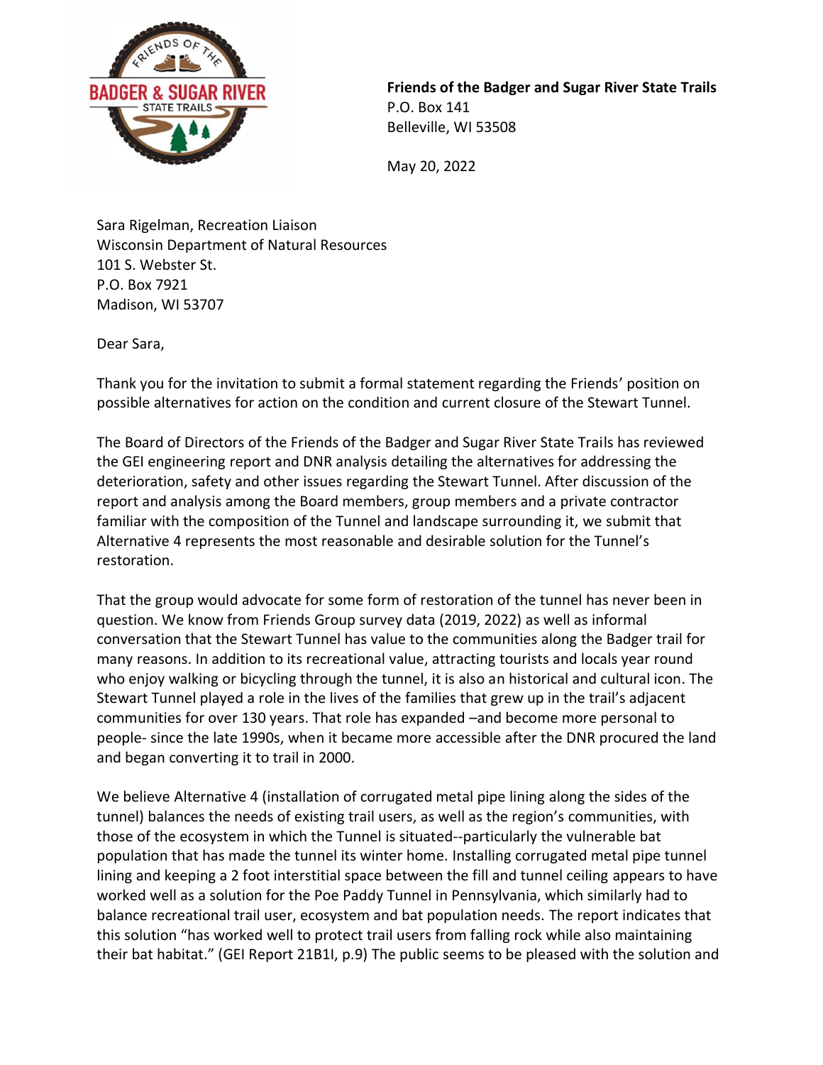**Friends of the Badger and Sugar River State Trails**
P.O. Box 141
Belleville, WI 53508

May 20, 2022

Sara Rigelman, Recreation Liaison
Wisconsin Department of Natural Resources
101 S. Webster St.
P.O. Box 7921
Madison, WI 53707

Dear Sara,

Thank you for the invitation to submit a formal statement regarding the Friends' position on possible alternatives for action on the condition and current closure of the Stewart Tunnel.

The Board of Directors of the Friends of the Badger and Sugar River State Trails has reviewed the GEI engineering report and DNR analysis detailing the alternatives for addressing the deterioration, safety and other issues regarding the Stewart Tunnel. After discussion of the report and analysis among the Board members, group members and a private contractor familiar with the composition of the Tunnel and landscape surrounding it, we submit that Alternative 4 represents the most reasonable and desirable solution for the Tunnel's restoration.

That the group would advocate for some form of restoration of the tunnel has never been in question. We know from Friends Group survey data (2019, 2022) as well as informal conversation that the Stewart Tunnel has value to the communities along the Badger trail for many reasons. In addition to its recreational value, attracting tourists and locals year round who enjoy walking or bicycling through the tunnel, it is also an historical and cultural icon. The Stewart Tunnel played a role in the lives of the families that grew up in the trail's adjacent communities for over 130 years. That role has expanded –and become more personal to people- since the late 1990s, when it became more accessible after the DNR procured the land and began converting it to trail in 2000.

We believe Alternative 4 (installation of corrugated metal pipe lining along the sides of the tunnel) balances the needs of existing trail users, as well as the region's communities, with those of the ecosystem in which the Tunnel is situated--particularly the vulnerable bat population that has made the tunnel its winter home. Installing corrugated metal pipe tunnel lining and keeping a 2 foot interstitial space between the fill and tunnel ceiling appears to have worked well as a solution for the Poe Paddy Tunnel in Pennsylvania, which similarly had to balance recreational trail user, ecosystem and bat population needs. The report indicates that this solution "has worked well to protect trail users from falling rock while also maintaining their bat habitat." (GEI Report 21B1I, p.9) The public seems to be pleased with the solution and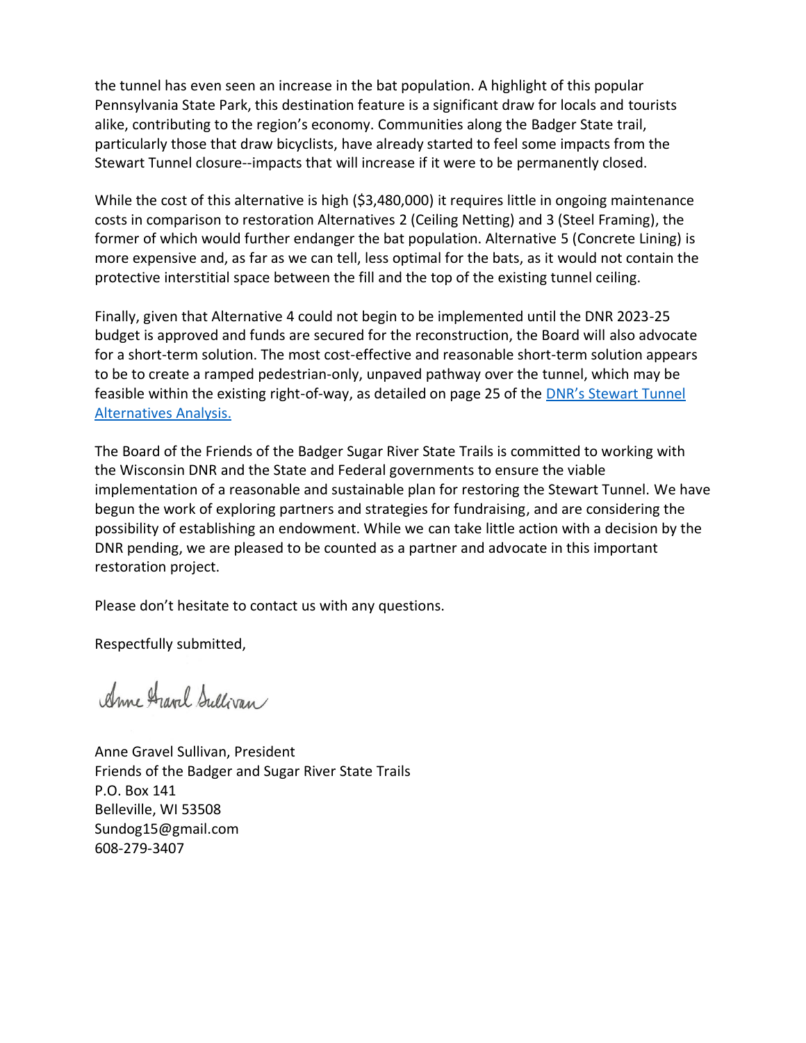the tunnel has even seen an increase in the bat population. A highlight of this popular Pennsylvania State Park, this destination feature is a significant draw for locals and tourists alike, contributing to the region's economy. Communities along the Badger State trail, particularly those that draw bicyclists, have already started to feel some impacts from the Stewart Tunnel closure--impacts that will increase if it were to be permanently closed.

While the cost of this alternative is high ($3,480,000) it requires little in ongoing maintenance costs in comparison to restoration Alternatives 2 (Ceiling Netting) and 3 (Steel Framing), the former of which would further endanger the bat population. Alternative 5 (Concrete Lining) is more expensive and, as far as we can tell, less optimal for the bats, as it would not contain the protective interstitial space between the fill and the top of the existing tunnel ceiling.

Finally, given that Alternative 4 could not begin to be implemented until the DNR 2023-25 budget is approved and funds are secured for the reconstruction, the Board will also advocate for a short-term solution. The most cost-effective and reasonable short-term solution appears to be to create a ramped pedestrian-only, unpaved pathway over the tunnel, which may be feasible within the existing right-of-way, as detailed on page 25 of the DNR's Stewart Tunnel Alternatives Analysis.

The Board of the Friends of the Badger Sugar River State Trails is committed to working with the Wisconsin DNR and the State and Federal governments to ensure the viable implementation of a reasonable and sustainable plan for restoring the Stewart Tunnel. We have begun the work of exploring partners and strategies for fundraising, and are considering the possibility of establishing an endowment. While we can take little action with a decision by the DNR pending, we are pleased to be counted as a partner and advocate in this important restoration project.

Please don't hesitate to contact us with any questions.

Respectfully submitted,

Anne Gravel Sullivan

Anne Gravel Sullivan, President
Friends of the Badger and Sugar River State Trails
P.O. Box 141
Belleville, WI 53508
Sundog15@gmail.com
608-279-3407